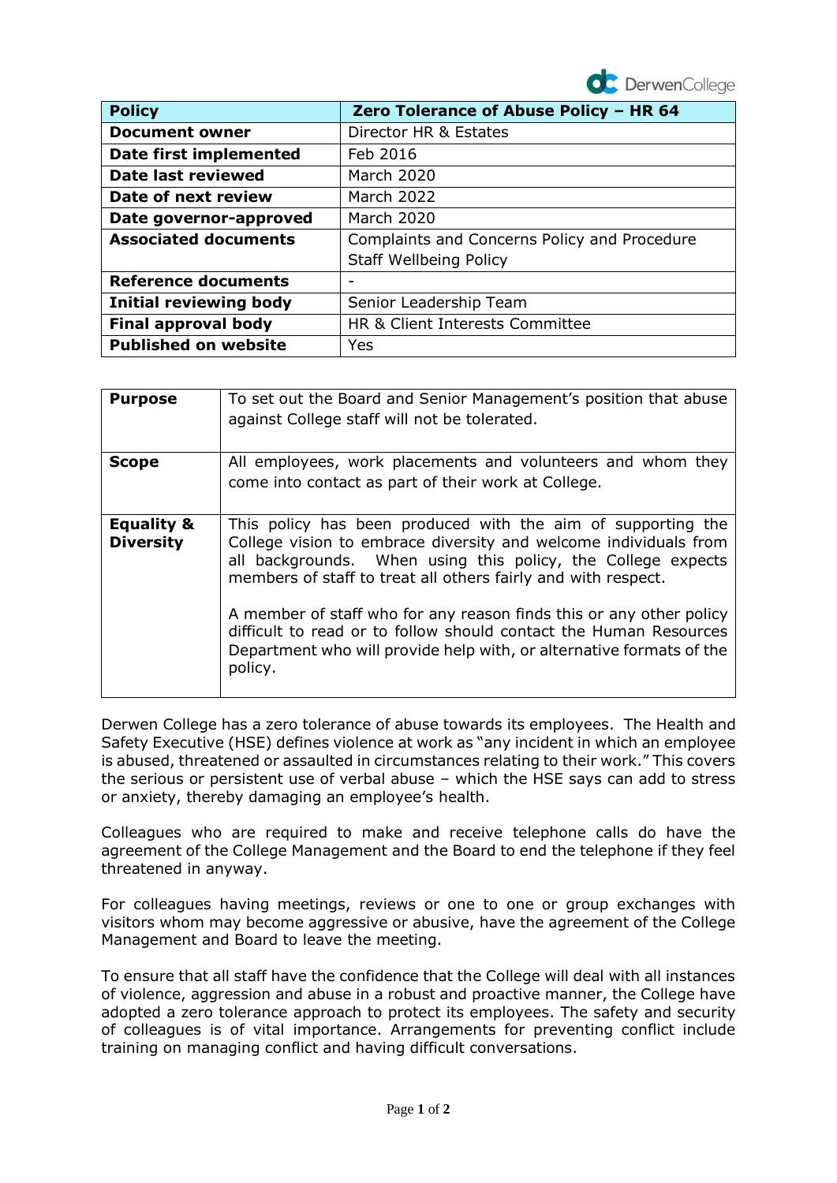| Policy | Zero Tolerance of Abuse Policy – HR 64 |
| --- | --- |
| Document owner | Director HR & Estates |
| Date first implemented | Feb 2016 |
| Date last reviewed | March 2020 |
| Date of next review | March 2022 |
| Date governor-approved | March 2020 |
| Associated documents | Complaints and Concerns Policy and Procedure<br>Staff Wellbeing Policy |
| Reference documents | - |
| Initial reviewing body | Senior Leadership Team |
| Final approval body | HR & Client Interests Committee |
| Published on website | Yes |

| | |
| --- | --- |
| **Purpose** | To set out the Board and Senior Management's position that abuse against College staff will not be tolerated. |
| **Scope** | All employees, work placements and volunteers and whom they come into contact as part of their work at College. |
| **Equality & Diversity** | This policy has been produced with the aim of supporting the College vision to embrace diversity and welcome individuals from all backgrounds. When using this policy, the College expects members of staff to treat all others fairly and with respect.<br><br>A member of staff who for any reason finds this or any other policy difficult to read or to follow should contact the Human Resources Department who will provide help with, or alternative formats of the policy. |

Derwen College has a zero tolerance of abuse towards its employees. The Health and Safety Executive (HSE) defines violence at work as "any incident in which an employee is abused, threatened or assaulted in circumstances relating to their work." This covers the serious or persistent use of verbal abuse – which the HSE says can add to stress or anxiety, thereby damaging an employee's health.

Colleagues who are required to make and receive telephone calls do have the agreement of the College Management and the Board to end the telephone if they feel threatened in anyway.

For colleagues having meetings, reviews or one to one or group exchanges with visitors whom may become aggressive or abusive, have the agreement of the College Management and Board to leave the meeting.

To ensure that all staff have the confidence that the College will deal with all instances of violence, aggression and abuse in a robust and proactive manner, the College have adopted a zero tolerance approach to protect its employees. The safety and security of colleagues is of vital importance. Arrangements for preventing conflict include training on managing conflict and having difficult conversations.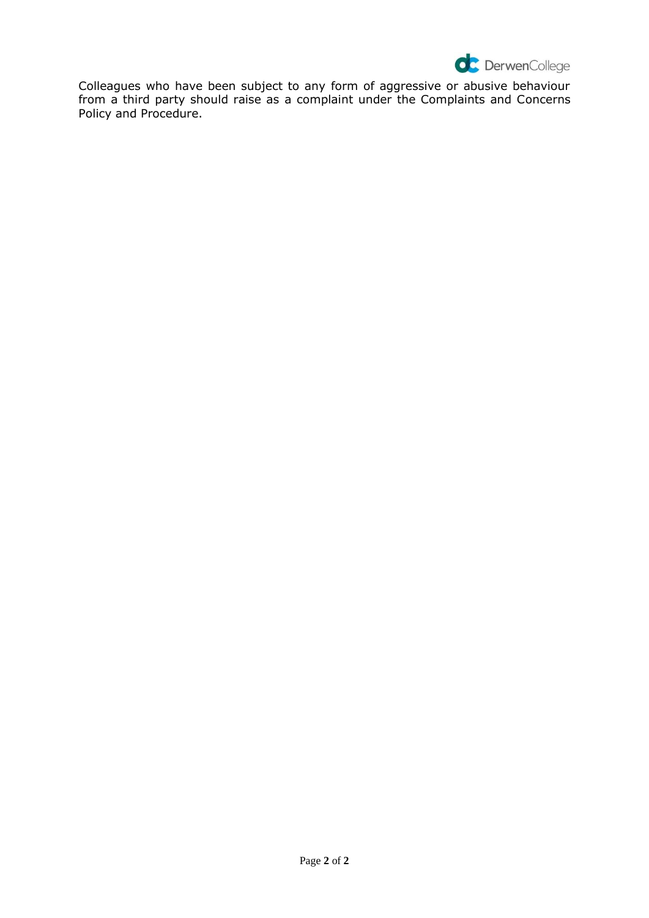Colleagues who have been subject to any form of aggressive or abusive behaviour from a third party should raise as a complaint under the Complaints and Concerns Policy and Procedure.